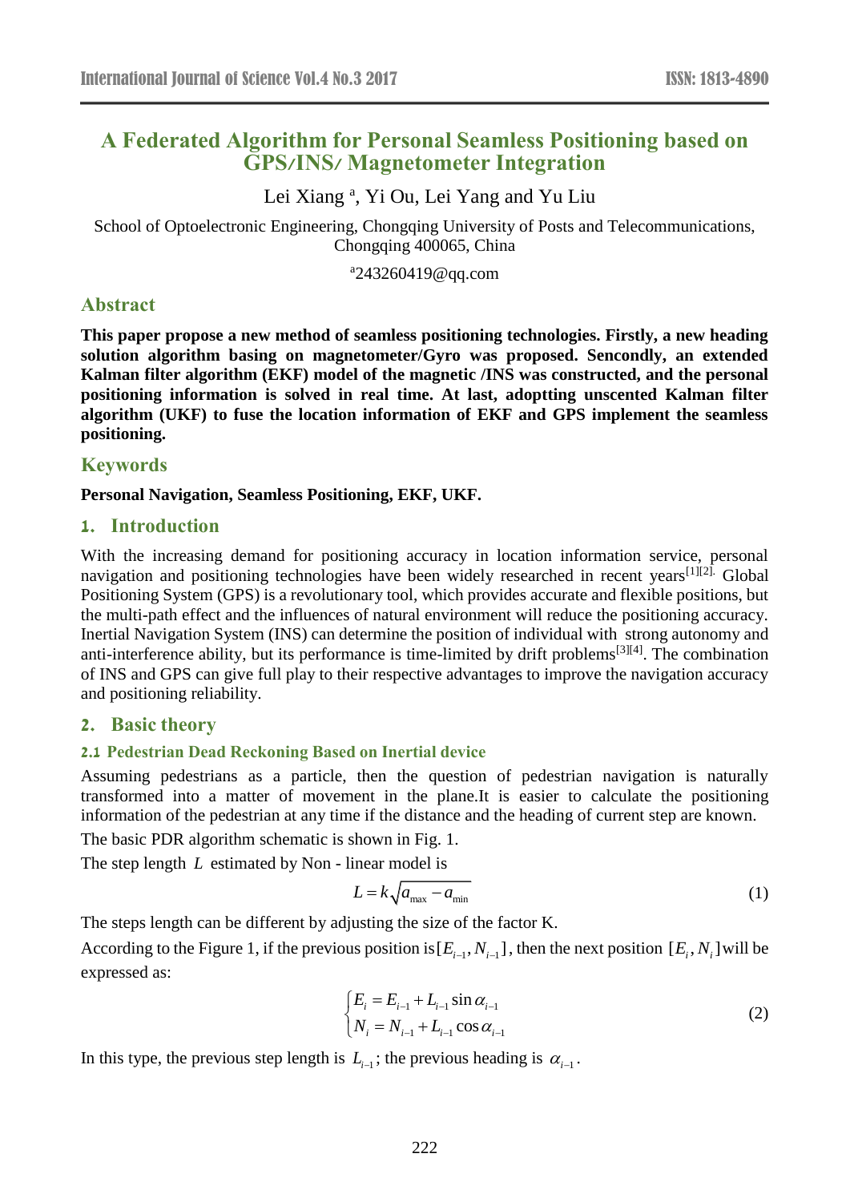# A Federated Algorithm for Personal Seamless Positioning based on GPS/INS/ Magnetometer Integration

Lei Xiang [a], Yi Ou, Lei Yang and Yu Liu

School of Optoelectronic Engineering, Chongqing University of Posts and Telecommunications, Chongqing 400065, China

[a]243260419@qq.com

## Abstract

**This paper propose a new method of seamless positioning technologies. Firstly, a new heading solution algorithm basing on magnetometer/Gyro was proposed. Sencondly, an extended Kalman filter algorithm (EKF) model of the magnetic /INS was constructed, and the personal positioning information is solved in real time. At last, adoptting unscented Kalman filter algorithm (UKF) to fuse the location information of EKF and GPS implement the seamless positioning.**

## Keywords

**Personal Navigation, Seamless Positioning, EKF, UKF.**

## 1. Introduction

With the increasing demand for positioning accuracy in location information service, personal navigation and positioning technologies have been widely researched in recent years[1][2]. Global Positioning System (GPS) is a revolutionary tool, which provides accurate and flexible positions, but the multi-path effect and the influences of natural environment will reduce the positioning accuracy. Inertial Navigation System (INS) can determine the position of individual with strong autonomy and anti-interference ability, but its performance is time-limited by drift problems[3][4]. The combination of INS and GPS can give full play to their respective advantages to improve the navigation accuracy and positioning reliability.

## 2. Basic theory

### 2.1 Pedestrian Dead Reckoning Based on Inertial device

Assuming pedestrians as a particle, then the question of pedestrian navigation is naturally transformed into a matter of movement in the plane.It is easier to calculate the positioning information of the pedestrian at any time if the distance and the heading of current step are known.

The basic PDR algorithm schematic is shown in Fig. 1.

The step length $L$ estimated by Non - linear model is

$$L = k\sqrt{a_{\max} - a_{\min}} \tag{1}$$

The steps length can be different by adjusting the size of the factor K.

According to the Figure 1, if the previous position is $[E_{i-1}, N_{i-1}]$, then the next position $[E_i, N_i]$ will be expressed as:

$$\begin{cases} E_i = E_{i-1} + L_{i-1}\sin\alpha_{i-1} \\ N_i = N_{i-1} + L_{i-1}\cos\alpha_{i-1} \end{cases} \tag{2}$$

In this type, the previous step length is $L_{i-1}$; the previous heading is $\alpha_{i-1}$.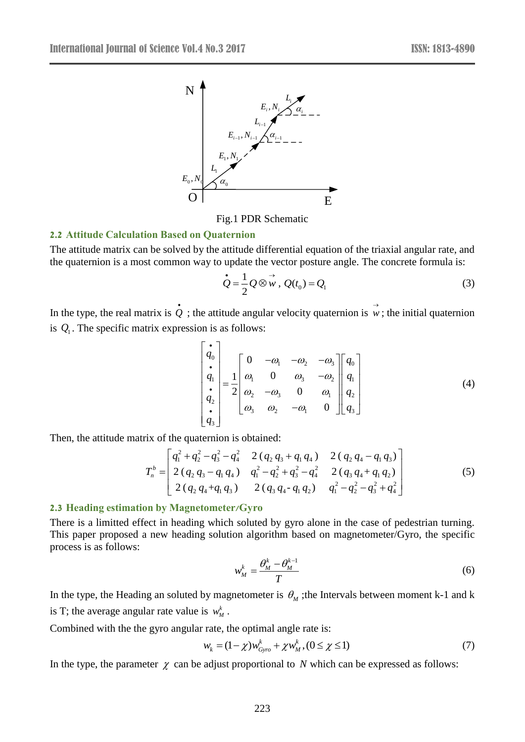Fig.1 PDR Schematic

### 2.2 Attitude Calculation Based on Quaternion

The attitude matrix can be solved by the attitude differential equation of the triaxial angular rate, and the quaternion is a most common way to update the vector posture angle. The concrete formula is:

$$\dot{Q} = \frac{1}{2} Q \otimes \vec{w}\ ,\ Q(t_0) = Q_1 \tag{3}$$

In the type, the real matrix is $\dot{Q}$ ; the attitude angular velocity quaternion is $\vec{w}$ ; the initial quaternion is $Q_1$. The specific matrix expression is as follows:

$$\begin{bmatrix} \dot{q}_0 \\ \dot{q}_1 \\ \dot{q}_2 \\ \dot{q}_3 \end{bmatrix} = \frac{1}{2} \begin{bmatrix} 0 & -\omega_1 & -\omega_2 & -\omega_3 \\ \omega_1 & 0 & \omega_3 & -\omega_2 \\ \omega_2 & -\omega_3 & 0 & \omega_1 \\ \omega_3 & \omega_2 & -\omega_1 & 0 \end{bmatrix} \begin{bmatrix} q_0 \\ q_1 \\ q_2 \\ q_3 \end{bmatrix} \tag{4}$$

Then, the attitude matrix of the quaternion is obtained:

$$T_n^b = \begin{bmatrix} q_1^2 + q_2^2 - q_3^2 - q_4^2 & 2\,(q_2\,q_3 + q_1\,q_4) & 2\,(q_2\,q_4 - q_1\,q_3) \\ 2\,(q_2\,q_3 - q_1\,q_4) & q_1^2 - q_2^2 + q_3^2 - q_4^2 & 2\,(q_3\,q_4 + q_1\,q_2) \\ 2\,(q_2\,q_4 + q_1\,q_3) & 2\,(q_3\,q_4 - q_1\,q_2) & q_1^2 - q_2^2 - q_3^2 + q_4^2 \end{bmatrix} \tag{5}$$

### 2.3 Heading estimation by Magnetometer/Gyro

There is a limitted effect in heading which soluted by gyro alone in the case of pedestrian turning. This paper proposed a new heading solution algorithm based on magnetometer/Gyro, the specific process is as follows:

$$w_M^k = \frac{\theta_M^k - \theta_M^{k-1}}{T} \tag{6}$$

In the type, the Heading an soluted by magnetometer is $\theta_M$ ;the Intervals between moment k-1 and k is T; the average angular rate value is $w_M^k$ .

Combined with the the gyro angular rate, the optimal angle rate is:

$$w_k = (1-\chi) w_{Gyro}^k + \chi w_M^k, (0 \le \chi \le 1) \tag{7}$$

In the type, the parameter $\chi$ can be adjust proportional to $N$ which can be expressed as follows: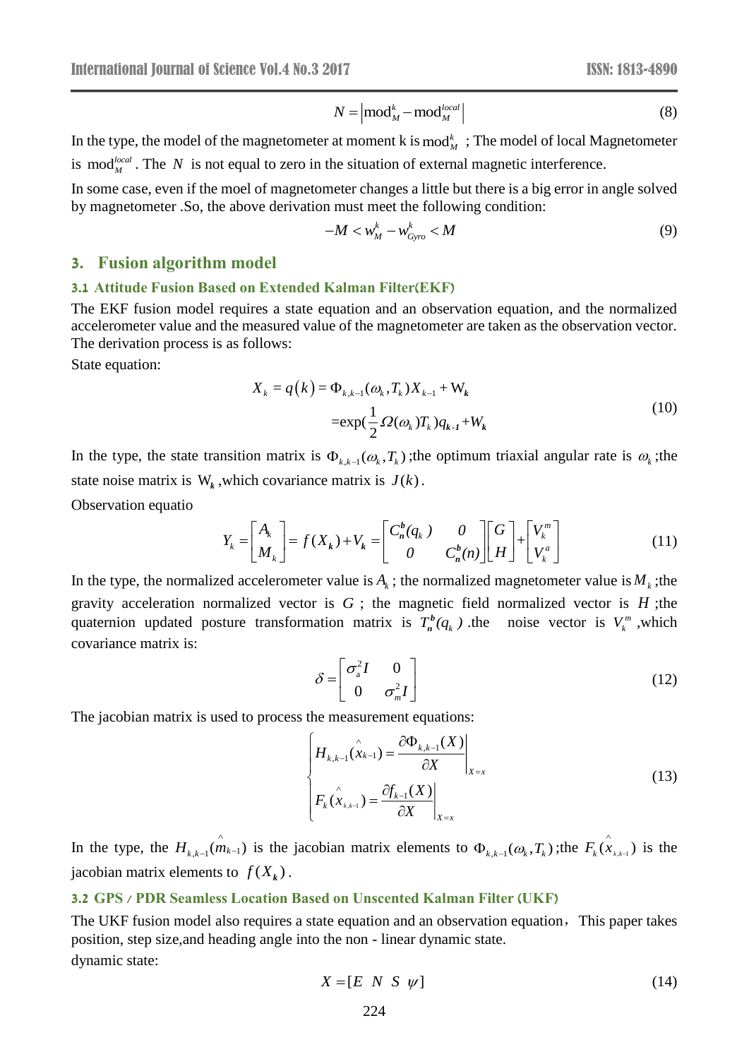$$N = \left| \mathrm{mod}_M^k - \mathrm{mod}_M^{local} \right| \tag{8}$$

In the type, the model of the magnetometer at moment k is $\mathrm{mod}_M^k$ ; The model of local Magnetometer is $\mathrm{mod}_M^{local}$ . The $N$ is not equal to zero in the situation of external magnetic interference.

In some case, even if the moel of magnetometer changes a little but there is a big error in angle solved by magnetometer .So, the above derivation must meet the following condition:

$$-M < w_M^k - w_{Gyro}^k < M \tag{9}$$

## 3. Fusion algorithm model

### 3.1 Attitude Fusion Based on Extended Kalman Filter(EKF)

The EKF fusion model requires a state equation and an observation equation, and the normalized accelerometer value and the measured value of the magnetometer are taken as the observation vector. The derivation process is as follows:

State equation:

$$\begin{aligned} X_k = q(k) &= \Phi_{k,k-1}(\omega_k, T_k) X_{k-1} + W_k \\ &= \exp(\frac{1}{2}\Omega(\omega_k) T_k) q_{k-1} + W_k \end{aligned} \tag{10}$$

In the type, the state transition matrix is $\Phi_{k,k-1}(\omega_k, T_k)$ ;the optimum triaxial angular rate is $\omega_k$ ;the state noise matrix is $W_k$ ,which covariance matrix is $J(k)$ .

Observation equatio

$$Y_k = \begin{bmatrix} A_k \\ M_k \end{bmatrix} = f(X_k) + V_k = \begin{bmatrix} C_n^b(q_k) & 0 \\ 0 & C_n^b(n) \end{bmatrix} \begin{bmatrix} G \\ H \end{bmatrix} + \begin{bmatrix} V_k^m \\ V_k^a \end{bmatrix} \tag{11}$$

In the type, the normalized accelerometer value is $A_k$ ; the normalized magnetometer value is $M_k$ ;the gravity acceleration normalized vector is $G$ ; the magnetic field normalized vector is $H$ ;the quaternion updated posture transformation matrix is $T_n^b(q_k)$ .the noise vector is $V_k^m$ ,which covariance matrix is:

$$\delta = \begin{bmatrix} \sigma_a^2 I & 0 \\ 0 & \sigma_m^2 I \end{bmatrix} \tag{12}$$

The jacobian matrix is used to process the measurement equations:

$$\begin{cases} H_{k,k-1}(\hat{x}_{k-1}) = \left. \dfrac{\partial \Phi_{k,k-1}(X)}{\partial X} \right|_{X=x} \\ F_k(\hat{x}_{k,k-1}) = \left. \dfrac{\partial f_{k-1}(X)}{\partial X} \right|_{X=x} \end{cases} \tag{13}$$

In the type, the $H_{k,k-1}(\hat{m}_{k-1})$ is the jacobian matrix elements to $\Phi_{k,k-1}(\omega_k, T_k)$ ;the $F_k(\hat{x}_{k,k-1})$ is the jacobian matrix elements to $f(X_k)$ .

### 3.2 GPS / PDR Seamless Location Based on Unscented Kalman Filter (UKF)

The UKF fusion model also requires a state equation and an observation equation，This paper takes position, step size,and heading angle into the non - linear dynamic state.

dynamic state:

$$X = [E \;\; N \;\; S \;\; \psi] \tag{14}$$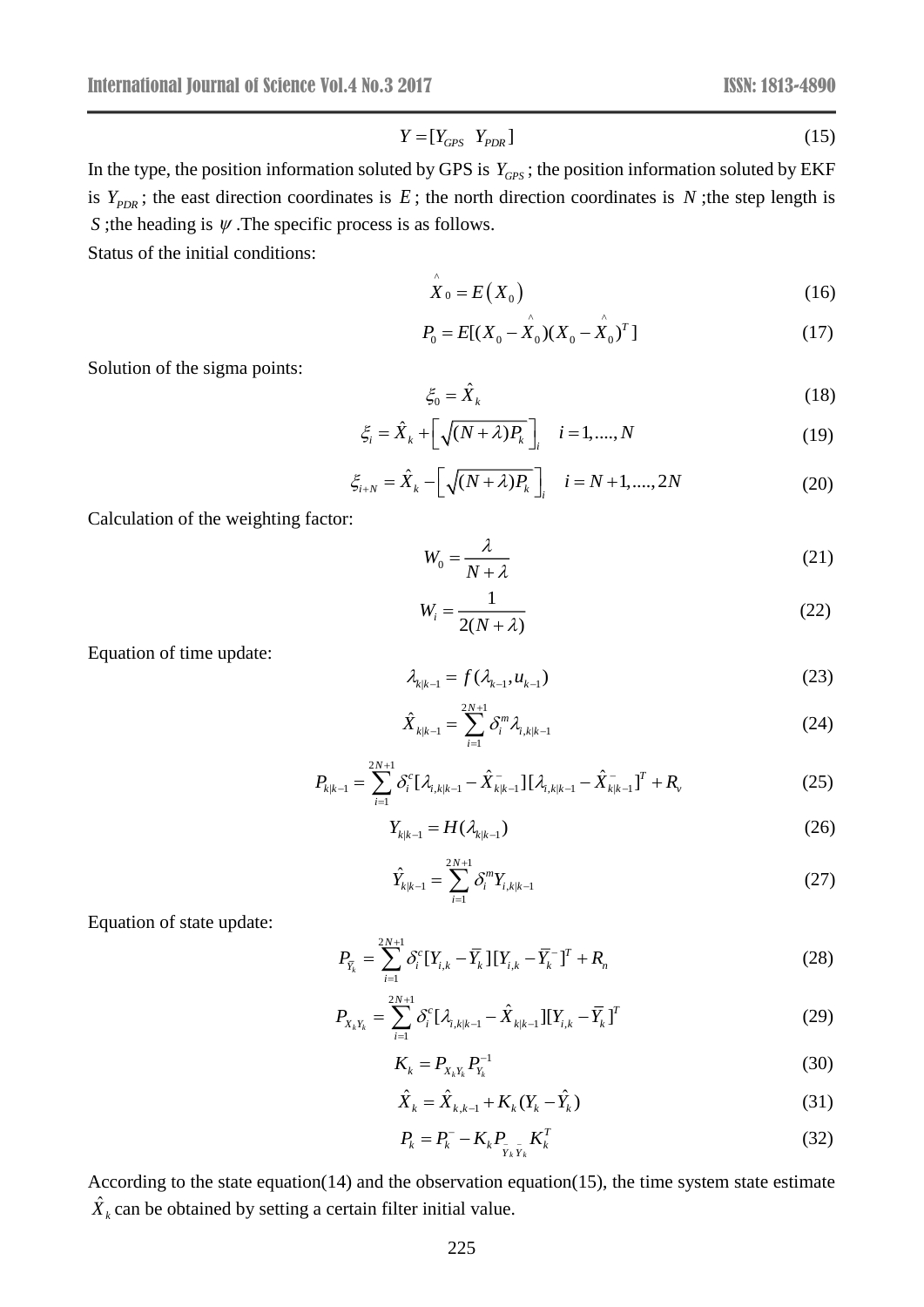$$Y = [Y_{GPS} \quad Y_{PDR}] \tag{15}$$

In the type, the position information soluted by GPS is $Y_{GPS}$; the position information soluted by EKF is $Y_{PDR}$; the east direction coordinates is $E$; the north direction coordinates is $N$;the step length is $S$;the heading is $\psi$.The specific process is as follows.

Status of the initial conditions:

$$\hat{X}_0 = E\left(X_0\right) \tag{16}$$

$$P_0 = E[(X_0 - \hat{X}_0)(X_0 - \hat{X}_0)^T] \tag{17}$$

Solution of the sigma points:

$$\xi_0 = \hat{X}_k \tag{18}$$

$$\xi_i = \hat{X}_k + \left[\sqrt{(N+\lambda)P_k}\right]_i \quad i = 1,....,N \tag{19}$$

$$\xi_{i+N} = \hat{X}_k - \left[\sqrt{(N+\lambda)P_k}\right]_i \quad i = N+1,....,2N \tag{20}$$

Calculation of the weighting factor:

$$W_0 = \frac{\lambda}{N+\lambda} \tag{21}$$

$$W_i = \frac{1}{2(N+\lambda)} \tag{22}$$

Equation of time update:

$$\lambda_{k|k-1} = f(\lambda_{k-1}, u_{k-1}) \tag{23}$$

$$\hat{X}_{k|k-1} = \sum_{i=1}^{2N+1} \delta_i^m \lambda_{i,k|k-1} \tag{24}$$

$$P_{k|k-1} = \sum_{i=1}^{2N+1} \delta_i^c [\lambda_{i,k|k-1} - \hat{X}_{k|k-1}^-][\lambda_{i,k|k-1} - \hat{X}_{k|k-1}^-]^T + R_v \tag{25}$$

$$Y_{k|k-1} = H(\lambda_{k|k-1}) \tag{26}$$

$$\hat{Y}_{k|k-1} = \sum_{i=1}^{2N+1} \delta_i^m Y_{i,k|k-1} \tag{27}$$

Equation of state update:

$$P_{\bar{Y}_k} = \sum_{i=1}^{2N+1} \delta_i^c [Y_{i,k} - \bar{Y}_k][Y_{i,k} - \bar{Y}_k^-]^T + R_n \tag{28}$$

$$P_{X_k Y_k} = \sum_{i=1}^{2N+1} \delta_i^c [\lambda_{i,k|k-1} - \hat{X}_{k|k-1}][Y_{i,k} - \bar{Y}_k]^T \tag{29}$$

$$K_k = P_{X_k Y_k} P_{Y_k}^{-1} \tag{30}$$

$$\hat{X}_k = \hat{X}_{k,k-1} + K_k (Y_k - \hat{Y}_k) \tag{31}$$

$$P_k = P_k^- - K_k P_{\bar{Y}_k \bar{Y}_k} K_k^T \tag{32}$$

According to the state equation(14) and the observation equation(15), the time system state estimate $\hat{X}_k$ can be obtained by setting a certain filter initial value.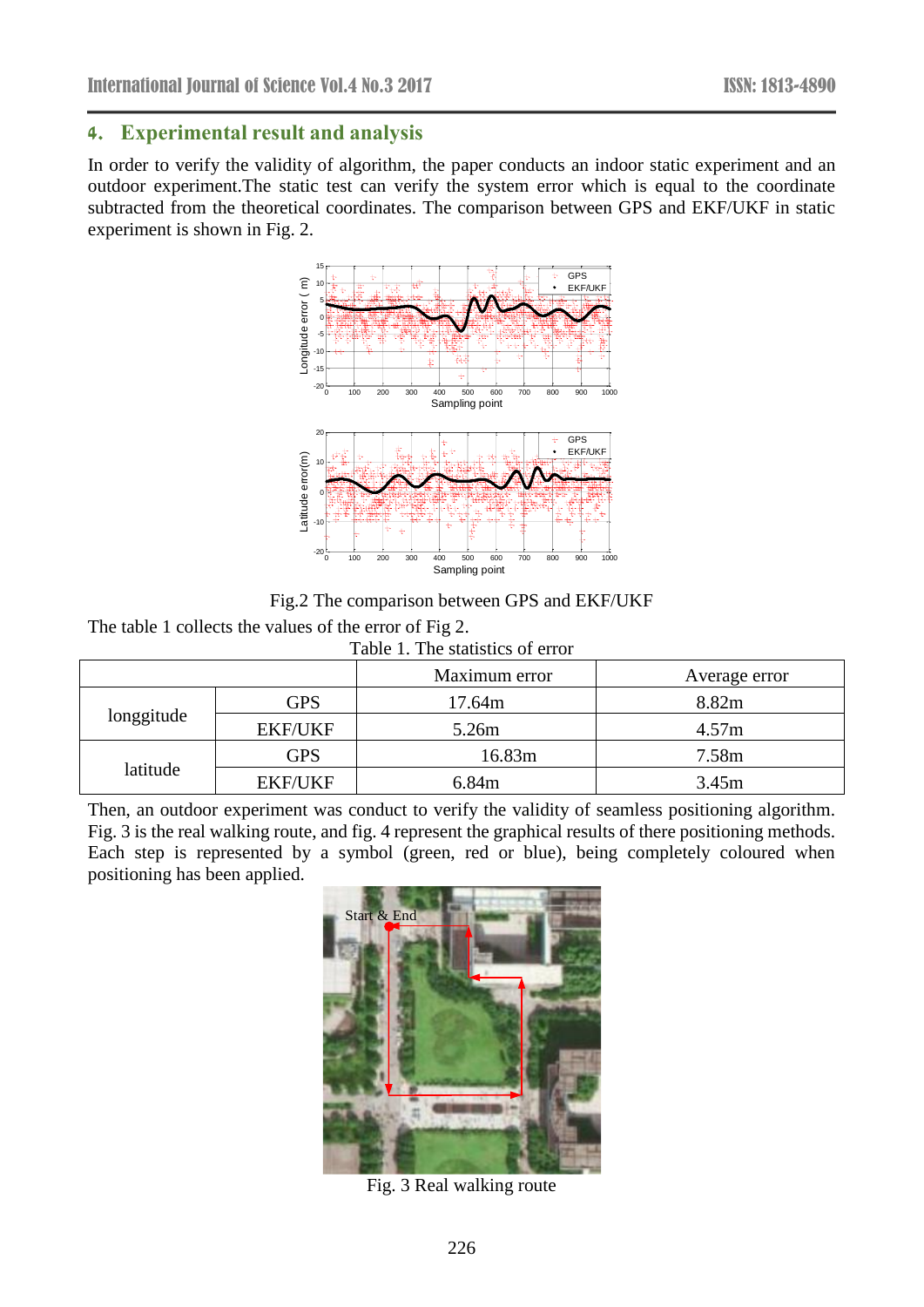## 4. Experimental result and analysis

In order to verify the validity of algorithm, the paper conducts an indoor static experiment and an outdoor experiment.The static test can verify the system error which is equal to the coordinate subtracted from the theoretical coordinates. The comparison between GPS and EKF/UKF in static experiment is shown in Fig. 2.

Fig.2 The comparison between GPS and EKF/UKF

The table 1 collects the values of the error of Fig 2.

Table 1. The statistics of error

| | | Maximum error | Average error |
|---|---|---|---|
| longgitude | GPS | 17.64m | 8.82m |
| | EKF/UKF | 5.26m | 4.57m |
| latitude | GPS | 16.83m | 7.58m |
| | EKF/UKF | 6.84m | 3.45m |

Then, an outdoor experiment was conduct to verify the validity of seamless positioning algorithm. Fig. 3 is the real walking route, and fig. 4 represent the graphical results of there positioning methods. Each step is represented by a symbol (green, red or blue), being completely coloured when positioning has been applied.

Fig. 3 Real walking route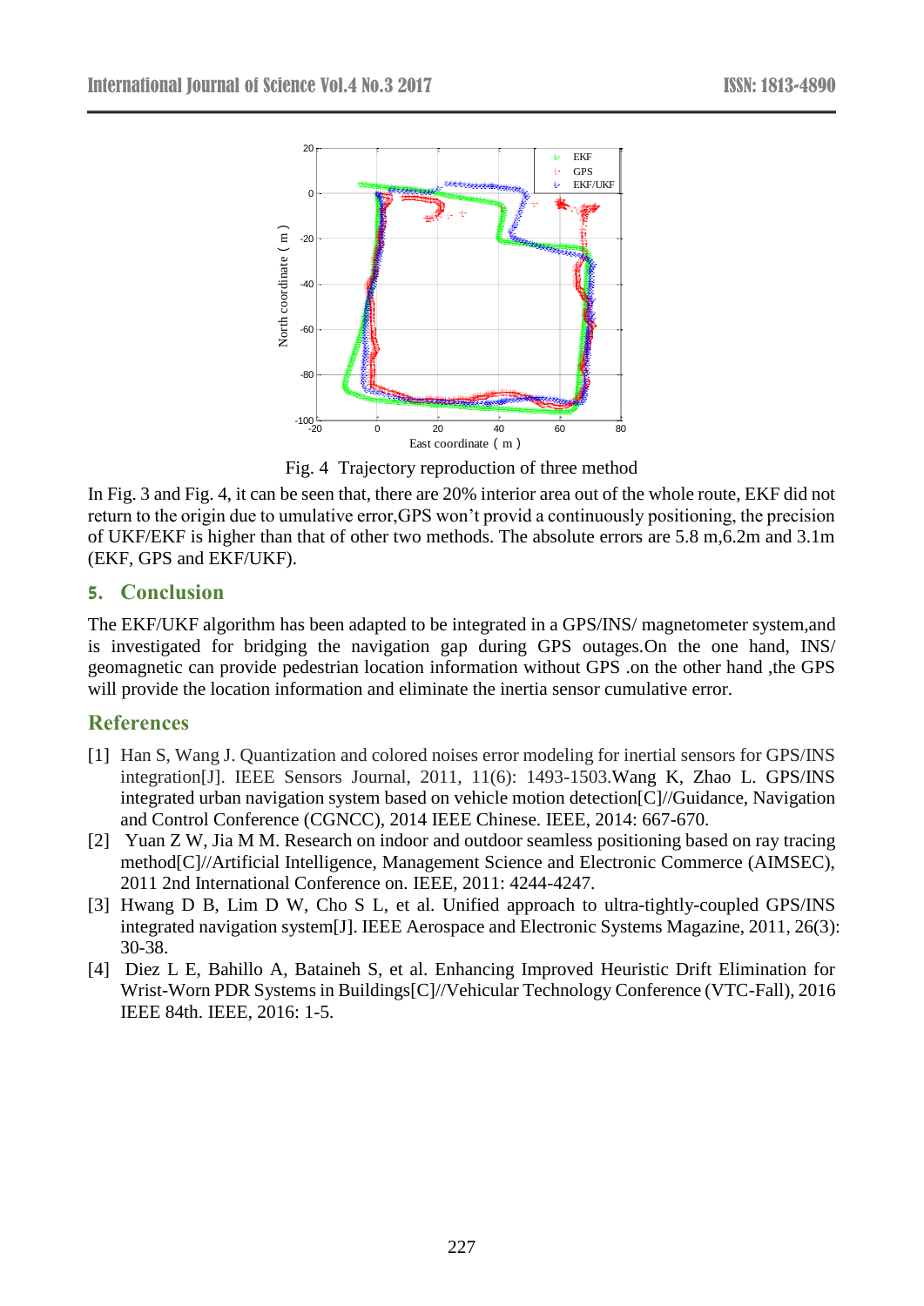EKF
GPS
EKF/UKF

North coordinate ( m )

20
0
-20
-40
-60
-80
-100

-20
0
20
40
60
80

East coordinate ( m )

Fig. 4 Trajectory reproduction of three method

In Fig. 3 and Fig. 4, it can be seen that, there are 20% interior area out of the whole route, EKF did not return to the origin due to umulative error,GPS won't provid a continuously positioning, the precision of UKF/EKF is higher than that of other two methods. The absolute errors are 5.8 m,6.2m and 3.1m (EKF, GPS and EKF/UKF).

## 5. Conclusion

The EKF/UKF algorithm has been adapted to be integrated in a GPS/INS/ magnetometer system,and is investigated for bridging the navigation gap during GPS outages.On the one hand, INS/ geomagnetic can provide pedestrian location information without GPS .on the other hand ,the GPS will provide the location information and eliminate the inertia sensor cumulative error.

## References

[1] Han S, Wang J. Quantization and colored noises error modeling for inertial sensors for GPS/INS integration[J]. IEEE Sensors Journal, 2011, 11(6): 1493-1503.Wang K, Zhao L. GPS/INS integrated urban navigation system based on vehicle motion detection[C]//Guidance, Navigation and Control Conference (CGNCC), 2014 IEEE Chinese. IEEE, 2014: 667-670.

[2] Yuan Z W, Jia M M. Research on indoor and outdoor seamless positioning based on ray tracing method[C]//Artificial Intelligence, Management Science and Electronic Commerce (AIMSEC), 2011 2nd International Conference on. IEEE, 2011: 4244-4247.

[3] Hwang D B, Lim D W, Cho S L, et al. Unified approach to ultra-tightly-coupled GPS/INS integrated navigation system[J]. IEEE Aerospace and Electronic Systems Magazine, 2011, 26(3): 30-38.

[4] Diez L E, Bahillo A, Bataineh S, et al. Enhancing Improved Heuristic Drift Elimination for Wrist-Worn PDR Systems in Buildings[C]//Vehicular Technology Conference (VTC-Fall), 2016 IEEE 84th. IEEE, 2016: 1-5.